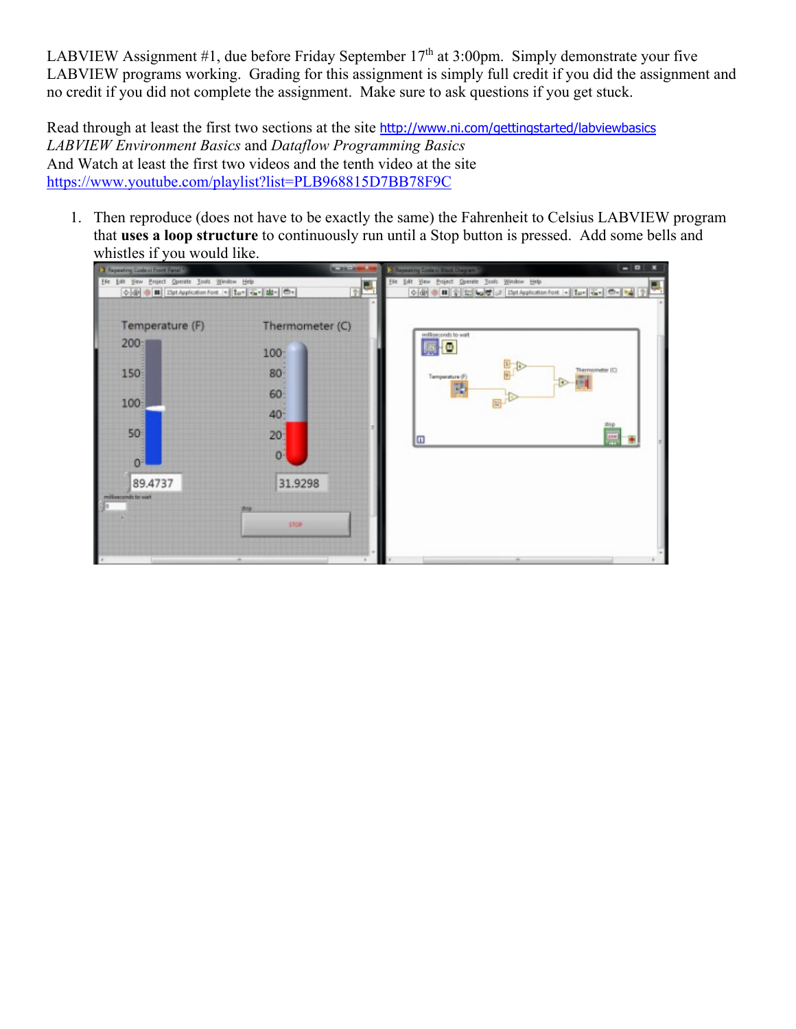LABVIEW Assignment #1, due before Friday September 17th at 3:00pm. Simply demonstrate your five LABVIEW programs working. Grading for this assignment is simply full credit if you did the assignment and no credit if you did not complete the assignment. Make sure to ask questions if you get stuck.

Read through at least the first two sections at the site http://www.ni.com/gettingstarted/labviewbasics
*LABVIEW Environment Basics* and *Dataflow Programming Basics*
And Watch at least the first two videos and the tenth video at the site
https://www.youtube.com/playlist?list=PLB968815D7BB78F9C

1. Then reproduce (does not have to be exactly the same) the Fahrenheit to Celsius LABVIEW program that **uses a loop structure** to continuously run until a Stop button is pressed. Add some bells and whistles if you would like.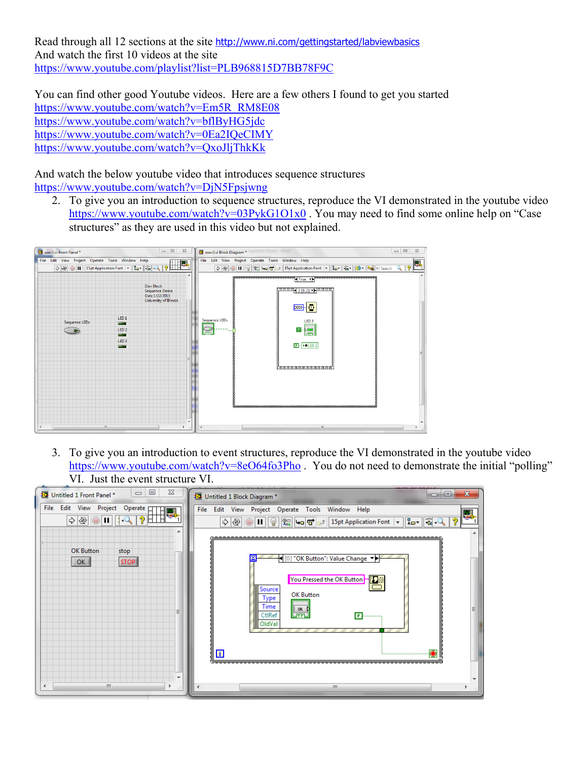Read through all 12 sections at the site http://www.ni.com/gettingstarted/labviewbasics
And watch the first 10 videos at the site
https://www.youtube.com/playlist?list=PLB968815D7BB78F9C

You can find other good Youtube videos. Here are a few others I found to get you started
https://www.youtube.com/watch?v=Em5R_RM8E08
https://www.youtube.com/watch?v=bflByHG5jdc
https://www.youtube.com/watch?v=0Ea2IQeCIMY
https://www.youtube.com/watch?v=QxoJljThkKk

And watch the below youtube video that introduces sequence structures
https://www.youtube.com/watch?v=DjN5Fpsjwng

2. To give you an introduction to sequence structures, reproduce the VI demonstrated in the youtube video https://www.youtube.com/watch?v=03PykG1O1x0 . You may need to find some online help on "Case structures" as they are used in this video but not explained.

3. To give you an introduction to event structures, reproduce the VI demonstrated in the youtube video https://www.youtube.com/watch?v=8eO64fo3Pho . You do not need to demonstrate the initial "polling" VI. Just the event structure VI.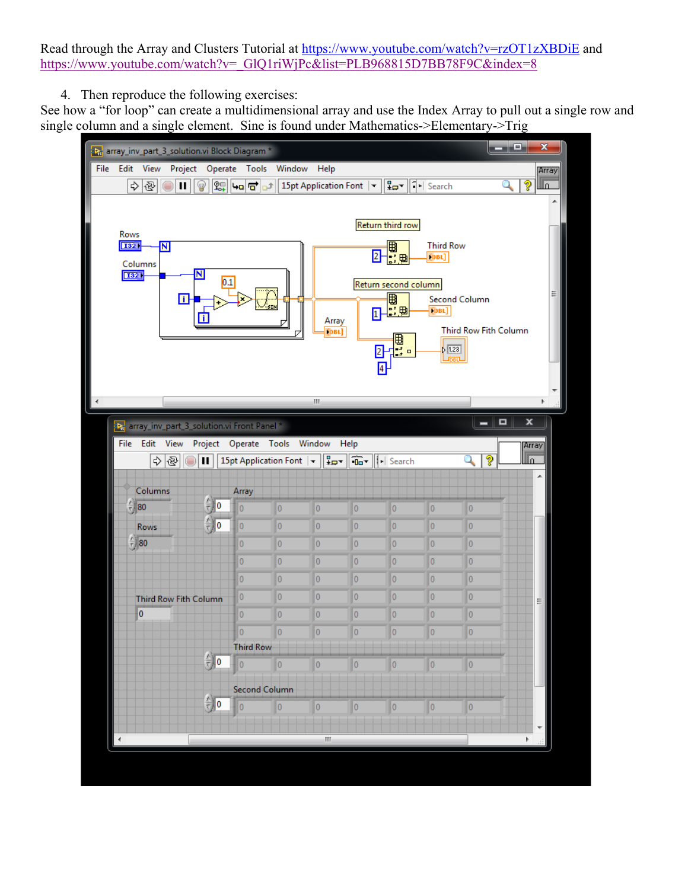Read through the Array and Clusters Tutorial at https://www.youtube.com/watch?v=rzOT1zXBDiE and https://www.youtube.com/watch?v=_GlQ1riWjPc&list=PLB968815D7BB78F9C&index=8

4. Then reproduce the following exercises:

See how a "for loop" can create a multidimensional array and use the Index Array to pull out a single row and single column and a single element. Sine is found under Mathematics->Elementary->Trig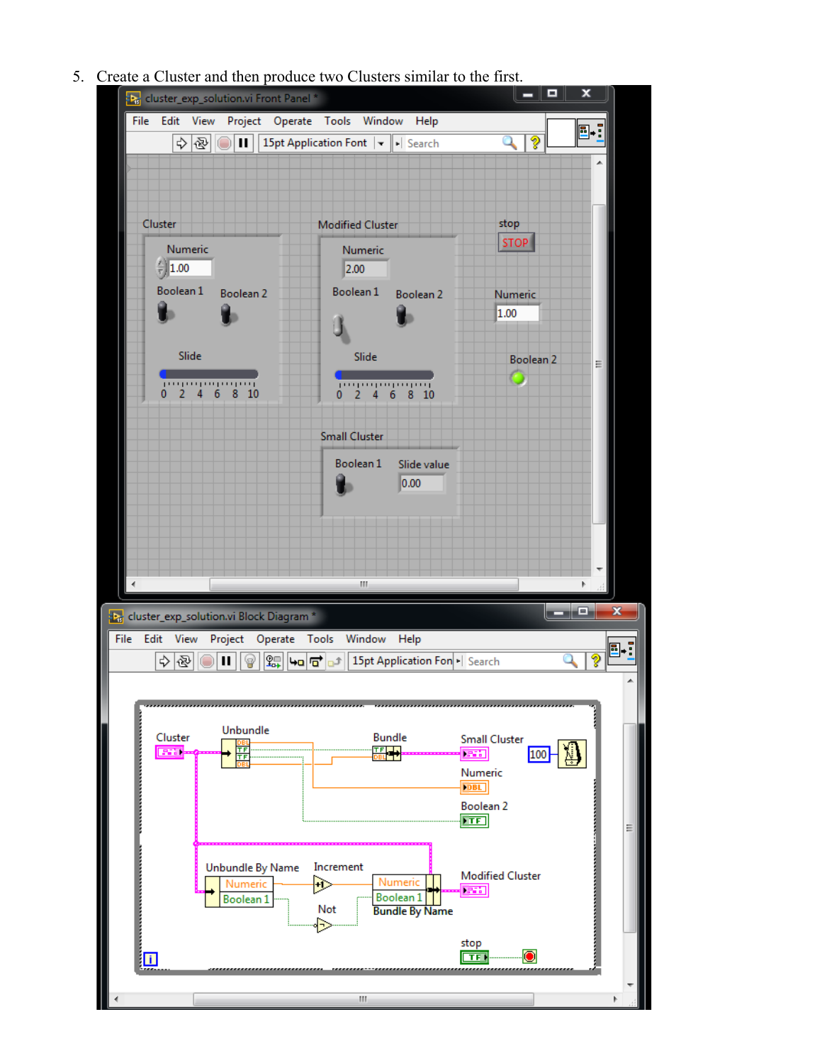5. Create a Cluster and then produce two Clusters similar to the first.